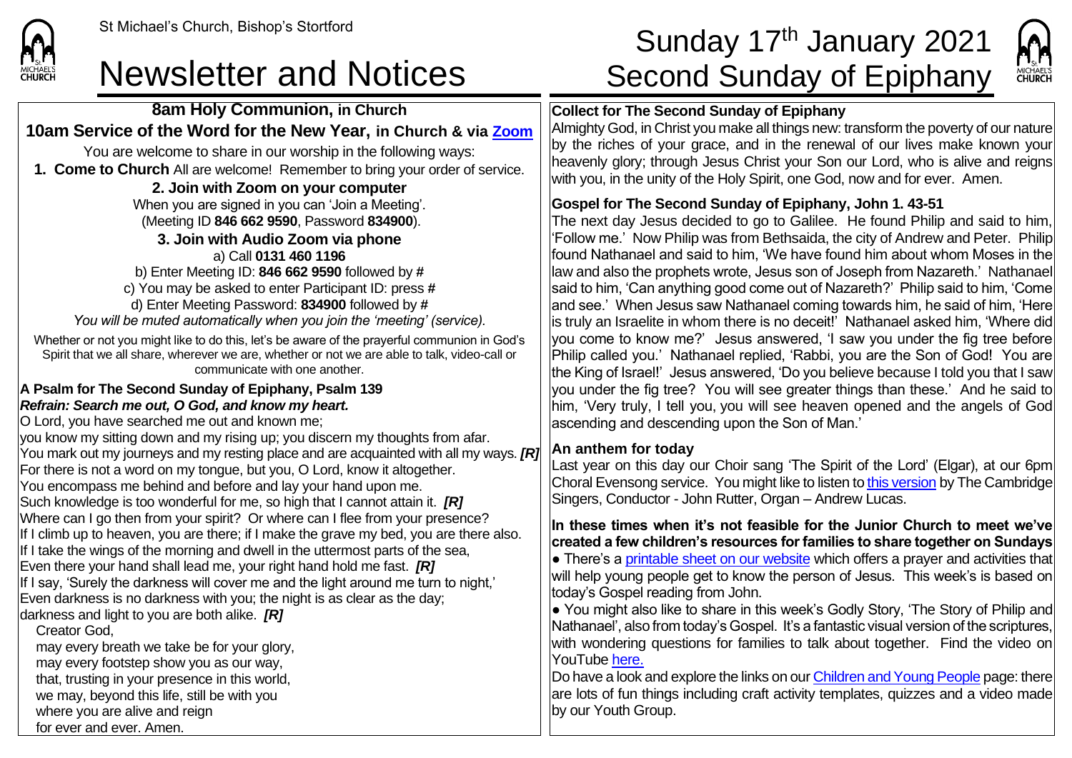St Michael's Church, Bishop's Stortford

# Newsletter and Notices

# Sunday 17th January 2021 Second Sunday of Epiphany

## 8am Holy Communion, in Church

## 10am Service of the Word for the New Year, in Church & via Zoom

You are welcome to share in our worship in the following ways:

**1. Come to Church** All are welcome! Remember to bring your order of service.

**2. Join with Zoom on your computer**

When you are signed in you can 'Join a Meeting'.
(Meeting ID **846 662 9590**, Password **834900**).

**3. Join with Audio Zoom via phone**

a) Call **0131 460 1196**
b) Enter Meeting ID: **846 662 9590** followed by **#**
c) You may be asked to enter Participant ID: press **#**
d) Enter Meeting Password: **834900** followed by **#**
*You will be muted automatically when you join the 'meeting' (service).*

Whether or not you might like to do this, let's be aware of the prayerful communion in God's Spirit that we all share, wherever we are, whether or not we are able to talk, video-call or communicate with one another.

**A Psalm for The Second Sunday of Epiphany, Psalm 139**
***Refrain: Search me out, O God, and know my heart.***

O Lord, you have searched me out and known me;
you know my sitting down and my rising up; you discern my thoughts from afar.
You mark out my journeys and my resting place and are acquainted with all my ways. ***[R]***
For there is not a word on my tongue, but you, O Lord, know it altogether.
You encompass me behind and before and lay your hand upon me.
Such knowledge is too wonderful for me, so high that I cannot attain it. ***[R]***
Where can I go then from your spirit? Or where can I flee from your presence?
If I climb up to heaven, you are there; if I make the grave my bed, you are there also.
If I take the wings of the morning and dwell in the uttermost parts of the sea,
Even there your hand shall lead me, your right hand hold me fast. ***[R]***
If I say, 'Surely the darkness will cover me and the light around me turn to night,'
Even darkness is no darkness with you; the night is as clear as the day;
darkness and light to you are both alike. ***[R]***

Creator God,
may every breath we take be for your glory,
may every footstep show you as our way,
that, trusting in your presence in this world,
we may, beyond this life, still be with you
where you are alive and reign
for ever and ever. Amen.

**Collect for The Second Sunday of Epiphany**

Almighty God, in Christ you make all things new: transform the poverty of our nature by the riches of your grace, and in the renewal of our lives make known your heavenly glory; through Jesus Christ your Son our Lord, who is alive and reigns with you, in the unity of the Holy Spirit, one God, now and for ever. Amen.

**Gospel for The Second Sunday of Epiphany, John 1. 43-51**

The next day Jesus decided to go to Galilee. He found Philip and said to him, 'Follow me.' Now Philip was from Bethsaida, the city of Andrew and Peter. Philip found Nathanael and said to him, 'We have found him about whom Moses in the law and also the prophets wrote, Jesus son of Joseph from Nazareth.' Nathanael said to him, 'Can anything good come out of Nazareth?' Philip said to him, 'Come and see.' When Jesus saw Nathanael coming towards him, he said of him, 'Here is truly an Israelite in whom there is no deceit!' Nathanael asked him, 'Where did you come to know me?' Jesus answered, 'I saw you under the fig tree before Philip called you.' Nathanael replied, 'Rabbi, you are the Son of God! You are the King of Israel!' Jesus answered, 'Do you believe because I told you that I saw you under the fig tree? You will see greater things than these.' And he said to him, 'Very truly, I tell you, you will see heaven opened and the angels of God ascending and descending upon the Son of Man.'

**An anthem for today**

Last year on this day our Choir sang 'The Spirit of the Lord' (Elgar), at our 6pm Choral Evensong service. You might like to listen to this version by The Cambridge Singers, Conductor - John Rutter, Organ – Andrew Lucas.

**In these times when it's not feasible for the Junior Church to meet we've created a few children's resources for families to share together on Sundays**

- There's a printable sheet on our website which offers a prayer and activities that will help young people get to know the person of Jesus. This week's is based on today's Gospel reading from John.
- You might also like to share in this week's Godly Story, 'The Story of Philip and Nathanael', also from today's Gospel. It's a fantastic visual version of the scriptures, with wondering questions for families to talk about together. Find the video on YouTube here.

Do have a look and explore the links on our Children and Young People page: there are lots of fun things including craft activity templates, quizzes and a video made by our Youth Group.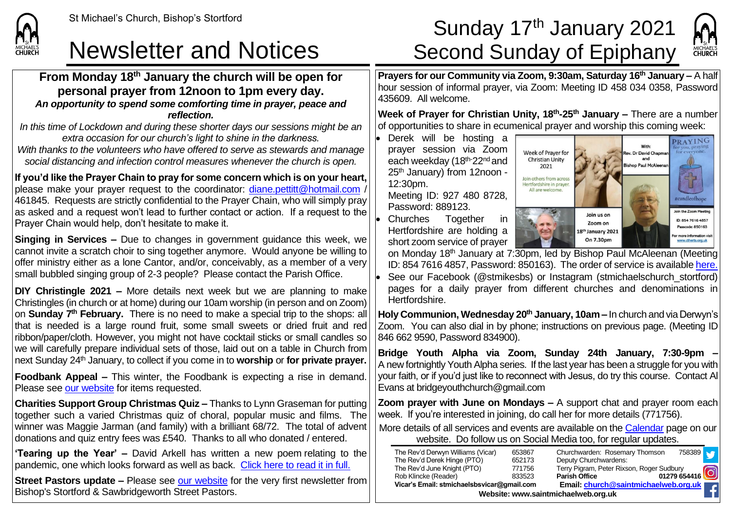St Michael's Church, Bishop's Stortford

# Newsletter and Notices

# Sunday 17th January 2021 Second Sunday of Epiphany

## From Monday 18th January the church will be open for personal prayer from 12noon to 1pm every day.

***An opportunity to spend some comforting time in prayer, peace and reflection.***

*In this time of Lockdown and during these shorter days our sessions might be an extra occasion for our church's light to shine in the darkness.*

*With thanks to the volunteers who have offered to serve as stewards and manage social distancing and infection control measures whenever the church is open.*

**If you'd like the Prayer Chain to pray for some concern which is on your heart,** please make your prayer request to the coordinator: diane.pettitt@hotmail.com / 461845. Requests are strictly confidential to the Prayer Chain, who will simply pray as asked and a request won't lead to further contact or action. If a request to the Prayer Chain would help, don't hesitate to make it.

**Singing in Services –** Due to changes in government guidance this week, we cannot invite a scratch choir to sing together anymore. Would anyone be willing to offer ministry either as a lone Cantor, and/or, conceivably, as a member of a very small bubbled singing group of 2-3 people? Please contact the Parish Office.

**DIY Christingle 2021 –** More details next week but we are planning to make Christingles (in church or at home) during our 10am worship (in person and on Zoom) on **Sunday 7th February.** There is no need to make a special trip to the shops: all that is needed is a large round fruit, some small sweets or dried fruit and red ribbon/paper/cloth. However, you might not have cocktail sticks or small candles so we will carefully prepare individual sets of those, laid out on a table in Church from next Sunday 24th January, to collect if you come in to **worship** or **for private prayer.**

**Foodbank Appeal –** This winter, the Foodbank is expecting a rise in demand. Please see our website for items requested.

**Charities Support Group Christmas Quiz –** Thanks to Lynn Graseman for putting together such a varied Christmas quiz of choral, popular music and films. The winner was Maggie Jarman (and family) with a brilliant 68/72. The total of advent donations and quiz entry fees was £540. Thanks to all who donated / entered.

**'Tearing up the Year' –** David Arkell has written a new poem relating to the pandemic, one which looks forward as well as back. Click here to read it in full.

**Street Pastors update –** Please see our website for the very first newsletter from Bishop's Stortford & Sawbridgeworth Street Pastors.

**Prayers for our Community via Zoom, 9:30am, Saturday 16th January –** A half hour session of informal prayer, via Zoom: Meeting ID 458 034 0358, Password 435609. All welcome.

**Week of Prayer for Christian Unity, 18th-25th January –** There are a number of opportunities to share in ecumenical prayer and worship this coming week:

- Derek will be hosting a prayer session via Zoom each weekday (18th-22nd and 25th January) from 12noon - 12:30pm. Meeting ID: 927 480 8728, Password: 889123.
- Churches Together in Hertfordshire are holding a short zoom service of prayer on Monday 18th January at 7:30pm, led by Bishop Paul McAleenan (Meeting ID: 854 7616 4857, Password: 850163). The order of service is available here.
- See our Facebook (@stmikesbs) or Instagram (stmichaelschurch_stortford) pages for a daily prayer from different churches and denominations in Hertfordshire.

Week of Prayer for Christian Unity 2021
Join others from across Hertfordshire in prayer. All are welcome.
With: Rev. Dr David Chapman and Bishop Paul McAleenan
PRAYING for you, praying for everyone.
#candleofhope
Join us on Zoom on 18th January 2021 On 7.30pm
Join the Zoom Meeting ID: 854 7616 4857 Passcode: 850163
For more information visit www.ctherts.org.uk

**Holy Communion, Wednesday 20th January, 10am –** In church and via Derwyn's Zoom. You can also dial in by phone; instructions on previous page. (Meeting ID 846 662 9590, Password 834900).

**Bridge Youth Alpha via Zoom, Sunday 24th January, 7:30-9pm –** A new fortnightly Youth Alpha series. If the last year has been a struggle for you with your faith, or if you'd just like to reconnect with Jesus, do try this course. Contact Al Evans at bridgeyouthchurch@gmail.com

**Zoom prayer with June on Mondays –** A support chat and prayer room each week. If you're interested in joining, do call her for more details (771756).

More details of all services and events are available on the Calendar page on our website. Do follow us on Social Media too, for regular updates.

| | | | |
|---|---|---|---|
| The Rev'd Derwyn Williams (Vicar) | 653867 | Churchwarden: Rosemary Thomson | 758389 |
| The Rev'd Derek Hinge (PTO) | 652173 | Deputy Churchwardens: | |
| The Rev'd June Knight (PTO) | 771756 | Terry Pigram, Peter Rixson, Roger Sudbury | |
| Rob Klincke (Reader) | 833523 | **Parish Office** | **01279 654416** |
| **Vicar's Email: stmichaelsbsvicar@gmail.com** | | **Email: church@saintmichaelweb.org.uk** | |

**Website: www.saintmichaelweb.org.uk**